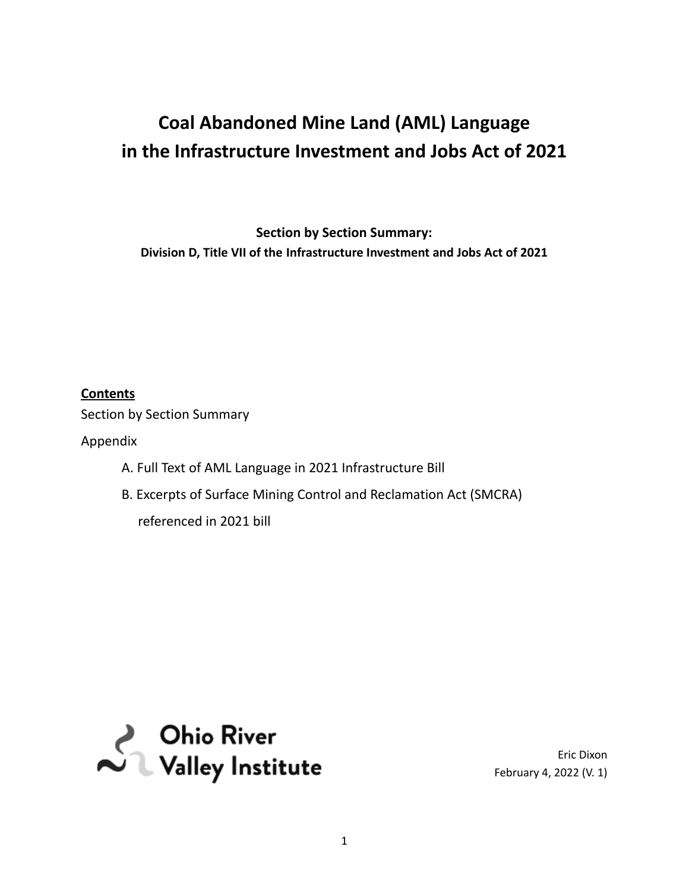# Coal Abandoned Mine Land (AML) Language in the Infrastructure Investment and Jobs Act of 2021

**Section by Section Summary:**
**Division D, Title VII of the Infrastructure Investment and Jobs Act of 2021**

**Contents**

Section by Section Summary

Appendix

- A. Full Text of AML Language in 2021 Infrastructure Bill
- B. Excerpts of Surface Mining Control and Reclamation Act (SMCRA) referenced in 2021 bill

Ohio River Valley Institute

Eric Dixon
February 4, 2022 (V. 1)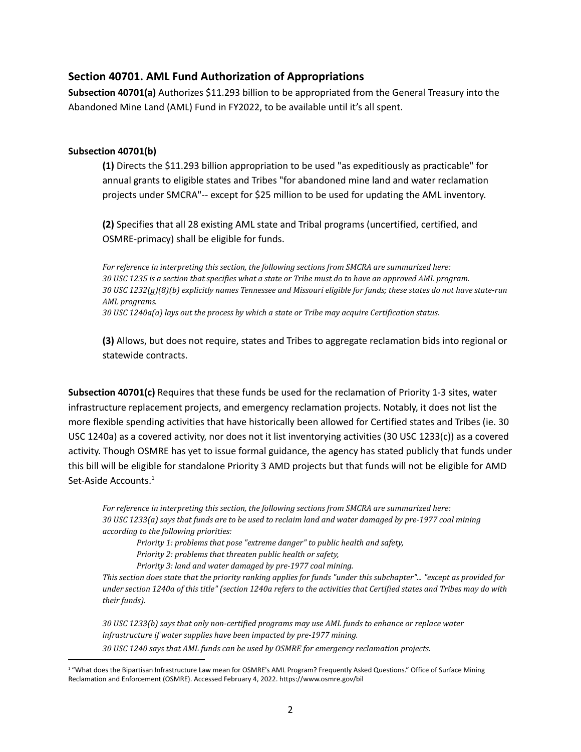## Section 40701. AML Fund Authorization of Appropriations

**Subsection 40701(a)** Authorizes $11.293 billion to be appropriated from the General Treasury into the Abandoned Mine Land (AML) Fund in FY2022, to be available until it's all spent.

**Subsection 40701(b)**

> **(1)** Directs the $11.293 billion appropriation to be used "as expeditiously as practicable" for annual grants to eligible states and Tribes "for abandoned mine land and water reclamation projects under SMCRA"-- except for $25 million to be used for updating the AML inventory.
>
> **(2)** Specifies that all 28 existing AML state and Tribal programs (uncertified, certified, and OSMRE-primacy) shall be eligible for funds.
>
> *For reference in interpreting this section, the following sections from SMCRA are summarized here:*
> *30 USC 1235 is a section that specifies what a state or Tribe must do to have an approved AML program.*
> *30 USC 1232(g)(8)(b) explicitly names Tennessee and Missouri eligible for funds; these states do not have state-run AML programs.*
> *30 USC 1240a(a) lays out the process by which a state or Tribe may acquire Certification status.*
>
> **(3)** Allows, but does not require, states and Tribes to aggregate reclamation bids into regional or statewide contracts.

**Subsection 40701(c)** Requires that these funds be used for the reclamation of Priority 1-3 sites, water infrastructure replacement projects, and emergency reclamation projects. Notably, it does not list the more flexible spending activities that have historically been allowed for Certified states and Tribes (ie. 30 USC 1240a) as a covered activity, nor does not it list inventorying activities (30 USC 1233(c)) as a covered activity. Though OSMRE has yet to issue formal guidance, the agency has stated publicly that funds under this bill will be eligible for standalone Priority 3 AMD projects but that funds will not be eligible for AMD Set-Aside Accounts.[1]

> *For reference in interpreting this section, the following sections from SMCRA are summarized here:*
> *30 USC 1233(a) says that funds are to be used to reclaim land and water damaged by pre-1977 coal mining according to the following priorities:*
>
> > *Priority 1: problems that pose "extreme danger" to public health and safety,*
> > *Priority 2: problems that threaten public health or safety,*
> > *Priority 3: land and water damaged by pre-1977 coal mining.*
>
> *This section does state that the priority ranking applies for funds "under this subchapter"... "except as provided for under section 1240a of this title" (section 1240a refers to the activities that Certified states and Tribes may do with their funds).*
>
> *30 USC 1233(b) says that only non-certified programs may use AML funds to enhance or replace water infrastructure if water supplies have been impacted by pre-1977 mining.*
> *30 USC 1240 says that AML funds can be used by OSMRE for emergency reclamation projects.*

---

[1] "What does the Bipartisan Infrastructure Law mean for OSMRE's AML Program? Frequently Asked Questions." Office of Surface Mining Reclamation and Enforcement (OSMRE). Accessed February 4, 2022. https://www.osmre.gov/bil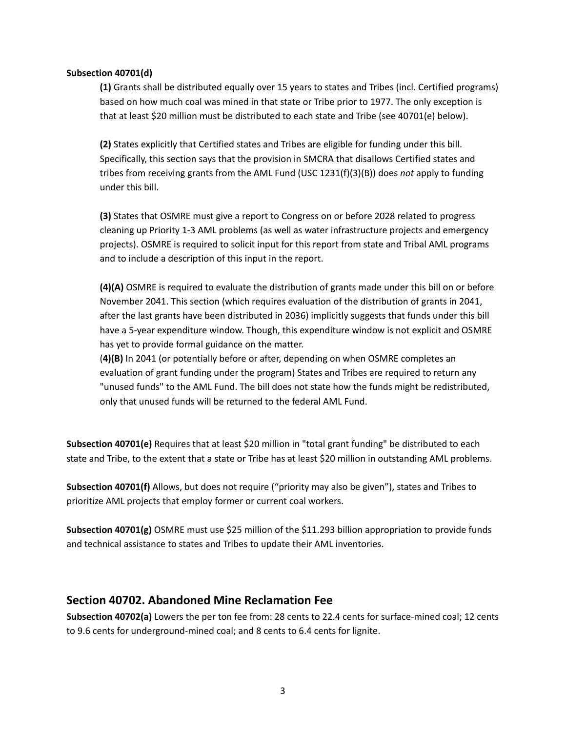**Subsection 40701(d)**

**(1)** Grants shall be distributed equally over 15 years to states and Tribes (incl. Certified programs) based on how much coal was mined in that state or Tribe prior to 1977. The only exception is that at least $20 million must be distributed to each state and Tribe (see 40701(e) below).

**(2)** States explicitly that Certified states and Tribes are eligible for funding under this bill. Specifically, this section says that the provision in SMCRA that disallows Certified states and tribes from receiving grants from the AML Fund (USC 1231(f)(3)(B)) does *not* apply to funding under this bill.

**(3)** States that OSMRE must give a report to Congress on or before 2028 related to progress cleaning up Priority 1-3 AML problems (as well as water infrastructure projects and emergency projects). OSMRE is required to solicit input for this report from state and Tribal AML programs and to include a description of this input in the report.

**(4)(A)** OSMRE is required to evaluate the distribution of grants made under this bill on or before November 2041. This section (which requires evaluation of the distribution of grants in 2041, after the last grants have been distributed in 2036) implicitly suggests that funds under this bill have a 5-year expenditure window. Though, this expenditure window is not explicit and OSMRE has yet to provide formal guidance on the matter.

(**4)(B)** In 2041 (or potentially before or after, depending on when OSMRE completes an evaluation of grant funding under the program) States and Tribes are required to return any "unused funds" to the AML Fund. The bill does not state how the funds might be redistributed, only that unused funds will be returned to the federal AML Fund.

**Subsection 40701(e)** Requires that at least $20 million in "total grant funding" be distributed to each state and Tribe, to the extent that a state or Tribe has at least $20 million in outstanding AML problems.

**Subsection 40701(f)** Allows, but does not require ("priority may also be given"), states and Tribes to prioritize AML projects that employ former or current coal workers.

**Subsection 40701(g)** OSMRE must use $25 million of the $11.293 billion appropriation to provide funds and technical assistance to states and Tribes to update their AML inventories.

## Section 40702. Abandoned Mine Reclamation Fee

**Subsection 40702(a)** Lowers the per ton fee from: 28 cents to 22.4 cents for surface-mined coal; 12 cents to 9.6 cents for underground-mined coal; and 8 cents to 6.4 cents for lignite.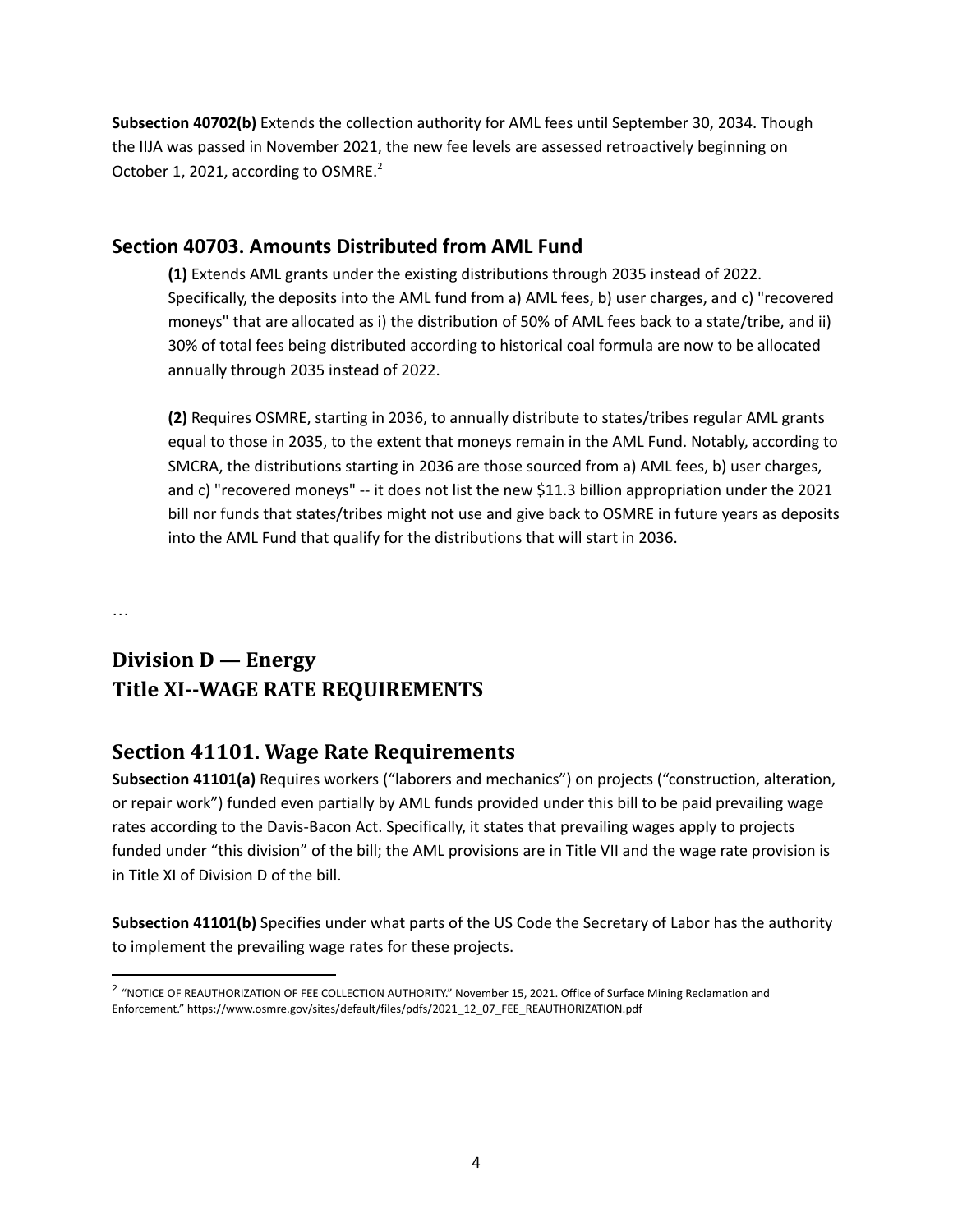**Subsection 40702(b)** Extends the collection authority for AML fees until September 30, 2034. Though the IIJA was passed in November 2021, the new fee levels are assessed retroactively beginning on October 1, 2021, according to OSMRE.[2]

## Section 40703. Amounts Distributed from AML Fund

> **(1)** Extends AML grants under the existing distributions through 2035 instead of 2022. Specifically, the deposits into the AML fund from a) AML fees, b) user charges, and c) "recovered moneys" that are allocated as i) the distribution of 50% of AML fees back to a state/tribe, and ii) 30% of total fees being distributed according to historical coal formula are now to be allocated annually through 2035 instead of 2022.
>
> **(2)** Requires OSMRE, starting in 2036, to annually distribute to states/tribes regular AML grants equal to those in 2035, to the extent that moneys remain in the AML Fund. Notably, according to SMCRA, the distributions starting in 2036 are those sourced from a) AML fees, b) user charges, and c) "recovered moneys" -- it does not list the new $11.3 billion appropriation under the 2021 bill nor funds that states/tribes might not use and give back to OSMRE in future years as deposits into the AML Fund that qualify for the distributions that will start in 2036.

…

# Division D — Energy
# Title XI--WAGE RATE REQUIREMENTS

## Section 41101. Wage Rate Requirements

**Subsection 41101(a)** Requires workers ("laborers and mechanics") on projects ("construction, alteration, or repair work") funded even partially by AML funds provided under this bill to be paid prevailing wage rates according to the Davis-Bacon Act. Specifically, it states that prevailing wages apply to projects funded under "this division" of the bill; the AML provisions are in Title VII and the wage rate provision is in Title XI of Division D of the bill.

**Subsection 41101(b)** Specifies under what parts of the US Code the Secretary of Labor has the authority to implement the prevailing wage rates for these projects.

[2] "NOTICE OF REAUTHORIZATION OF FEE COLLECTION AUTHORITY." November 15, 2021. Office of Surface Mining Reclamation and Enforcement." https://www.osmre.gov/sites/default/files/pdfs/2021_12_07_FEE_REAUTHORIZATION.pdf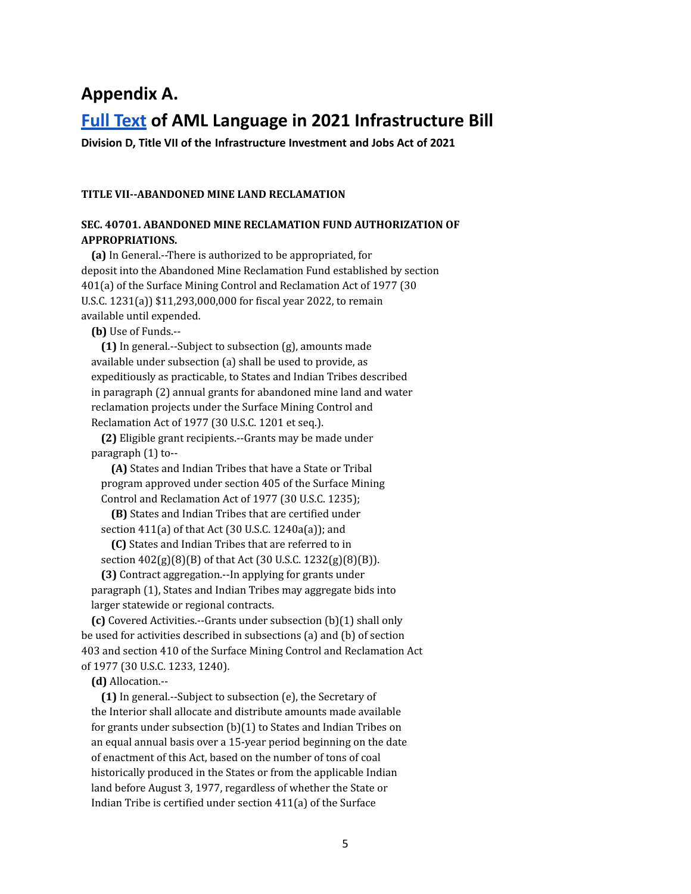# Appendix A.

# [Full Text](#) of AML Language in 2021 Infrastructure Bill

**Division D, Title VII of the Infrastructure Investment and Jobs Act of 2021**

**TITLE VII--ABANDONED MINE LAND RECLAMATION**

**SEC. 40701. ABANDONED MINE RECLAMATION FUND AUTHORIZATION OF APPROPRIATIONS.**

**(a)** In General.--There is authorized to be appropriated, for deposit into the Abandoned Mine Reclamation Fund established by section 401(a) of the Surface Mining Control and Reclamation Act of 1977 (30 U.S.C. 1231(a)) $11,293,000,000 for fiscal year 2022, to remain available until expended.

**(b)** Use of Funds.--

**(1)** In general.--Subject to subsection (g), amounts made available under subsection (a) shall be used to provide, as expeditiously as practicable, to States and Indian Tribes described in paragraph (2) annual grants for abandoned mine land and water reclamation projects under the Surface Mining Control and Reclamation Act of 1977 (30 U.S.C. 1201 et seq.).

**(2)** Eligible grant recipients.--Grants may be made under paragraph (1) to--

**(A)** States and Indian Tribes that have a State or Tribal program approved under section 405 of the Surface Mining Control and Reclamation Act of 1977 (30 U.S.C. 1235);

**(B)** States and Indian Tribes that are certified under section 411(a) of that Act (30 U.S.C. 1240a(a)); and

**(C)** States and Indian Tribes that are referred to in section 402(g)(8)(B) of that Act (30 U.S.C. 1232(g)(8)(B)).

**(3)** Contract aggregation.--In applying for grants under paragraph (1), States and Indian Tribes may aggregate bids into larger statewide or regional contracts.

**(c)** Covered Activities.--Grants under subsection (b)(1) shall only be used for activities described in subsections (a) and (b) of section 403 and section 410 of the Surface Mining Control and Reclamation Act of 1977 (30 U.S.C. 1233, 1240).

**(d)** Allocation.--

**(1)** In general.--Subject to subsection (e), the Secretary of the Interior shall allocate and distribute amounts made available for grants under subsection (b)(1) to States and Indian Tribes on an equal annual basis over a 15-year period beginning on the date of enactment of this Act, based on the number of tons of coal historically produced in the States or from the applicable Indian land before August 3, 1977, regardless of whether the State or Indian Tribe is certified under section 411(a) of the Surface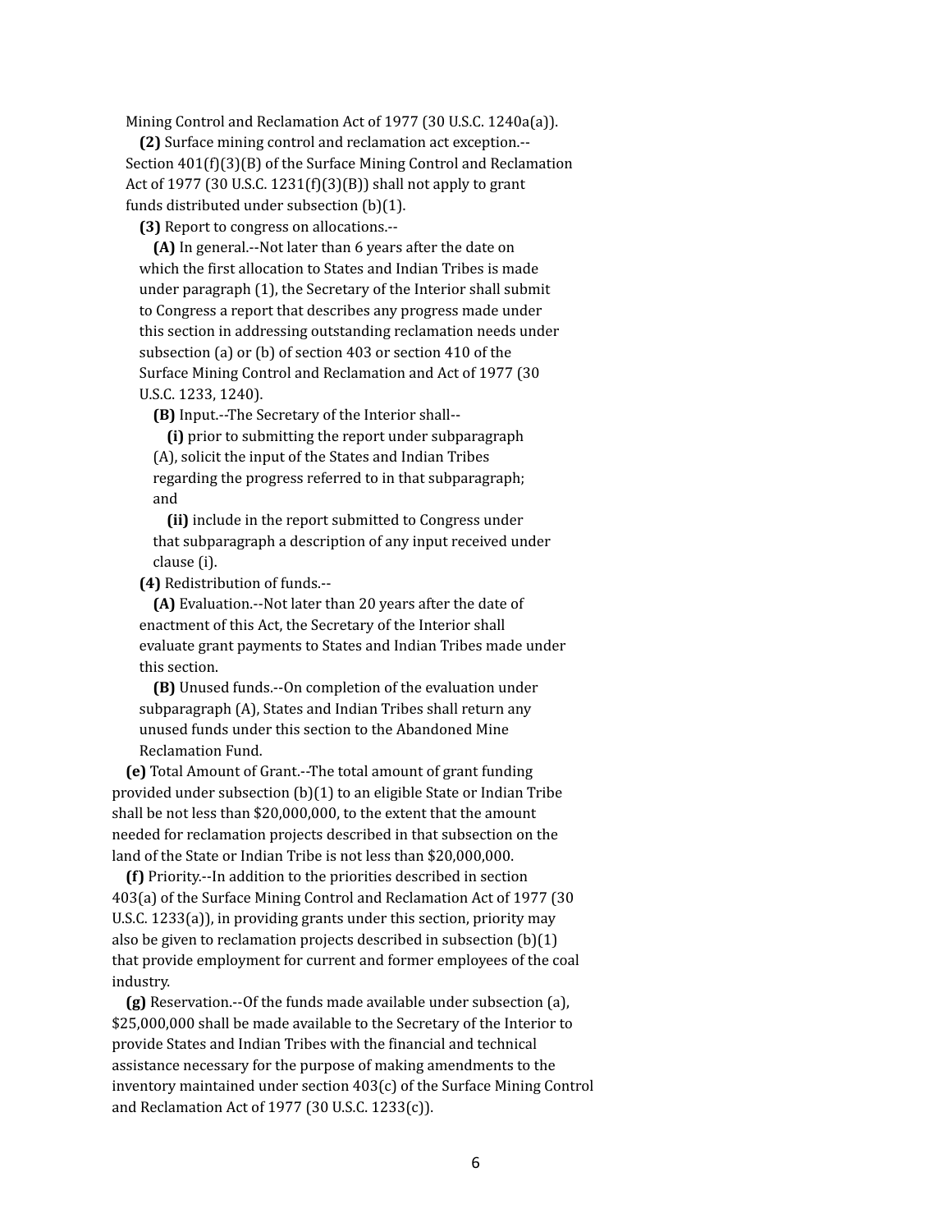Mining Control and Reclamation Act of 1977 (30 U.S.C. 1240a(a)).

**(2)** Surface mining control and reclamation act exception.--Section 401(f)(3)(B) of the Surface Mining Control and Reclamation Act of 1977 (30 U.S.C. 1231(f)(3)(B)) shall not apply to grant funds distributed under subsection (b)(1).

**(3)** Report to congress on allocations.--

**(A)** In general.--Not later than 6 years after the date on which the first allocation to States and Indian Tribes is made under paragraph (1), the Secretary of the Interior shall submit to Congress a report that describes any progress made under this section in addressing outstanding reclamation needs under subsection (a) or (b) of section 403 or section 410 of the Surface Mining Control and Reclamation and Act of 1977 (30 U.S.C. 1233, 1240).

**(B)** Input.--The Secretary of the Interior shall--

**(i)** prior to submitting the report under subparagraph (A), solicit the input of the States and Indian Tribes regarding the progress referred to in that subparagraph; and

**(ii)** include in the report submitted to Congress under that subparagraph a description of any input received under clause (i).

**(4)** Redistribution of funds.--

**(A)** Evaluation.--Not later than 20 years after the date of enactment of this Act, the Secretary of the Interior shall evaluate grant payments to States and Indian Tribes made under this section.

**(B)** Unused funds.--On completion of the evaluation under subparagraph (A), States and Indian Tribes shall return any unused funds under this section to the Abandoned Mine Reclamation Fund.

**(e)** Total Amount of Grant.--The total amount of grant funding provided under subsection (b)(1) to an eligible State or Indian Tribe shall be not less than $20,000,000, to the extent that the amount needed for reclamation projects described in that subsection on the land of the State or Indian Tribe is not less than $20,000,000.

**(f)** Priority.--In addition to the priorities described in section 403(a) of the Surface Mining Control and Reclamation Act of 1977 (30 U.S.C. 1233(a)), in providing grants under this section, priority may also be given to reclamation projects described in subsection (b)(1) that provide employment for current and former employees of the coal industry.

**(g)** Reservation.--Of the funds made available under subsection (a), $25,000,000 shall be made available to the Secretary of the Interior to provide States and Indian Tribes with the financial and technical assistance necessary for the purpose of making amendments to the inventory maintained under section 403(c) of the Surface Mining Control and Reclamation Act of 1977 (30 U.S.C. 1233(c)).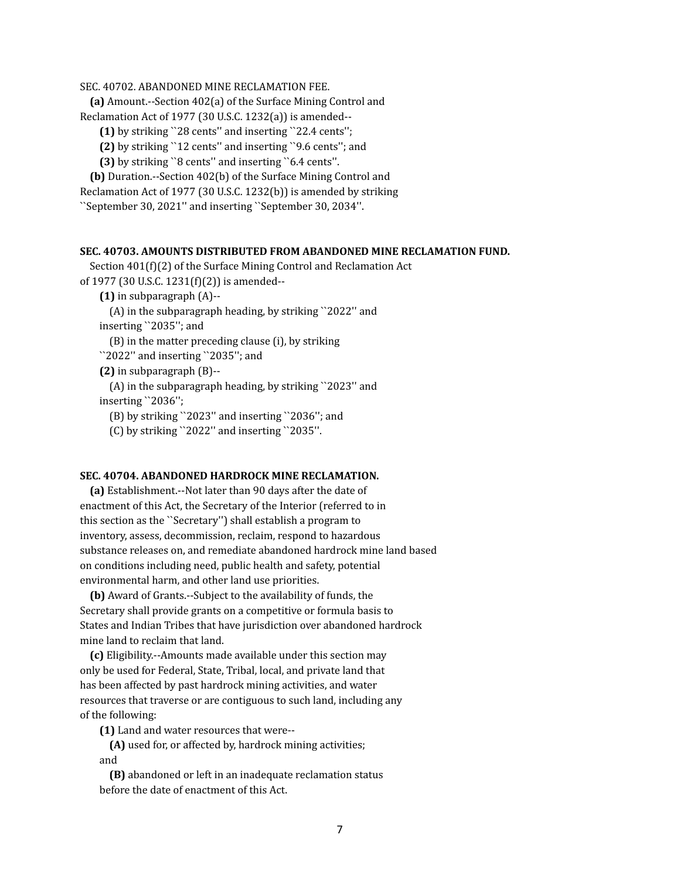SEC. 40702. ABANDONED MINE RECLAMATION FEE.

**(a)** Amount.--Section 402(a) of the Surface Mining Control and Reclamation Act of 1977 (30 U.S.C. 1232(a)) is amended--

**(1)** by striking ``28 cents'' and inserting ``22.4 cents'';

**(2)** by striking ``12 cents'' and inserting ``9.6 cents''; and

**(3)** by striking ``8 cents'' and inserting ``6.4 cents''.

**(b)** Duration.--Section 402(b) of the Surface Mining Control and Reclamation Act of 1977 (30 U.S.C. 1232(b)) is amended by striking ``September 30, 2021'' and inserting ``September 30, 2034''.

**SEC. 40703. AMOUNTS DISTRIBUTED FROM ABANDONED MINE RECLAMATION FUND.**

Section 401(f)(2) of the Surface Mining Control and Reclamation Act of 1977 (30 U.S.C. 1231(f)(2)) is amended--

**(1)** in subparagraph (A)--

(A) in the subparagraph heading, by striking ``2022'' and inserting ``2035''; and

(B) in the matter preceding clause (i), by striking ``2022'' and inserting ``2035''; and

**(2)** in subparagraph (B)--

(A) in the subparagraph heading, by striking ``2023'' and inserting ``2036'';

(B) by striking ``2023'' and inserting ``2036''; and

(C) by striking ``2022'' and inserting ``2035''.

**SEC. 40704. ABANDONED HARDROCK MINE RECLAMATION.**

**(a)** Establishment.--Not later than 90 days after the date of enactment of this Act, the Secretary of the Interior (referred to in this section as the ``Secretary'') shall establish a program to inventory, assess, decommission, reclaim, respond to hazardous substance releases on, and remediate abandoned hardrock mine land based on conditions including need, public health and safety, potential environmental harm, and other land use priorities.

**(b)** Award of Grants.--Subject to the availability of funds, the Secretary shall provide grants on a competitive or formula basis to States and Indian Tribes that have jurisdiction over abandoned hardrock mine land to reclaim that land.

**(c)** Eligibility.--Amounts made available under this section may only be used for Federal, State, Tribal, local, and private land that has been affected by past hardrock mining activities, and water resources that traverse or are contiguous to such land, including any of the following:

**(1)** Land and water resources that were--

**(A)** used for, or affected by, hardrock mining activities; and

**(B)** abandoned or left in an inadequate reclamation status before the date of enactment of this Act.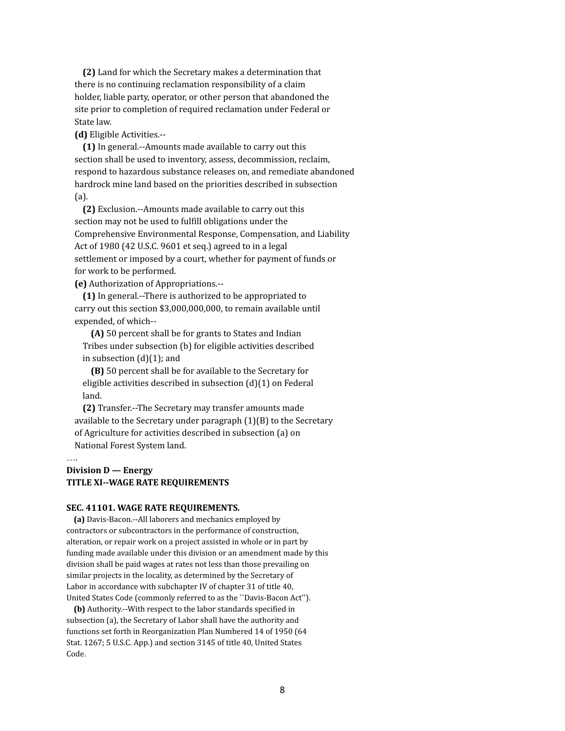**(2)** Land for which the Secretary makes a determination that there is no continuing reclamation responsibility of a claim holder, liable party, operator, or other person that abandoned the site prior to completion of required reclamation under Federal or State law.

**(d)** Eligible Activities.--

**(1)** In general.--Amounts made available to carry out this section shall be used to inventory, assess, decommission, reclaim, respond to hazardous substance releases on, and remediate abandoned hardrock mine land based on the priorities described in subsection (a).

**(2)** Exclusion.--Amounts made available to carry out this section may not be used to fulfill obligations under the Comprehensive Environmental Response, Compensation, and Liability Act of 1980 (42 U.S.C. 9601 et seq.) agreed to in a legal settlement or imposed by a court, whether for payment of funds or for work to be performed.

**(e)** Authorization of Appropriations.--

**(1)** In general.--There is authorized to be appropriated to carry out this section $3,000,000,000, to remain available until expended, of which--

**(A)** 50 percent shall be for grants to States and Indian Tribes under subsection (b) for eligible activities described in subsection (d)(1); and

**(B)** 50 percent shall be for available to the Secretary for eligible activities described in subsection (d)(1) on Federal land.

**(2)** Transfer.--The Secretary may transfer amounts made available to the Secretary under paragraph (1)(B) to the Secretary of Agriculture for activities described in subsection (a) on National Forest System land.

….

**Division D — Energy**

**TITLE XI--WAGE RATE REQUIREMENTS**

**SEC. 41101. WAGE RATE REQUIREMENTS.**

**(a)** Davis-Bacon.--All laborers and mechanics employed by contractors or subcontractors in the performance of construction, alteration, or repair work on a project assisted in whole or in part by funding made available under this division or an amendment made by this division shall be paid wages at rates not less than those prevailing on similar projects in the locality, as determined by the Secretary of Labor in accordance with subchapter IV of chapter 31 of title 40, United States Code (commonly referred to as the ``Davis-Bacon Act'').

**(b)** Authority.--With respect to the labor standards specified in subsection (a), the Secretary of Labor shall have the authority and functions set forth in Reorganization Plan Numbered 14 of 1950 (64 Stat. 1267; 5 U.S.C. App.) and section 3145 of title 40, United States Code.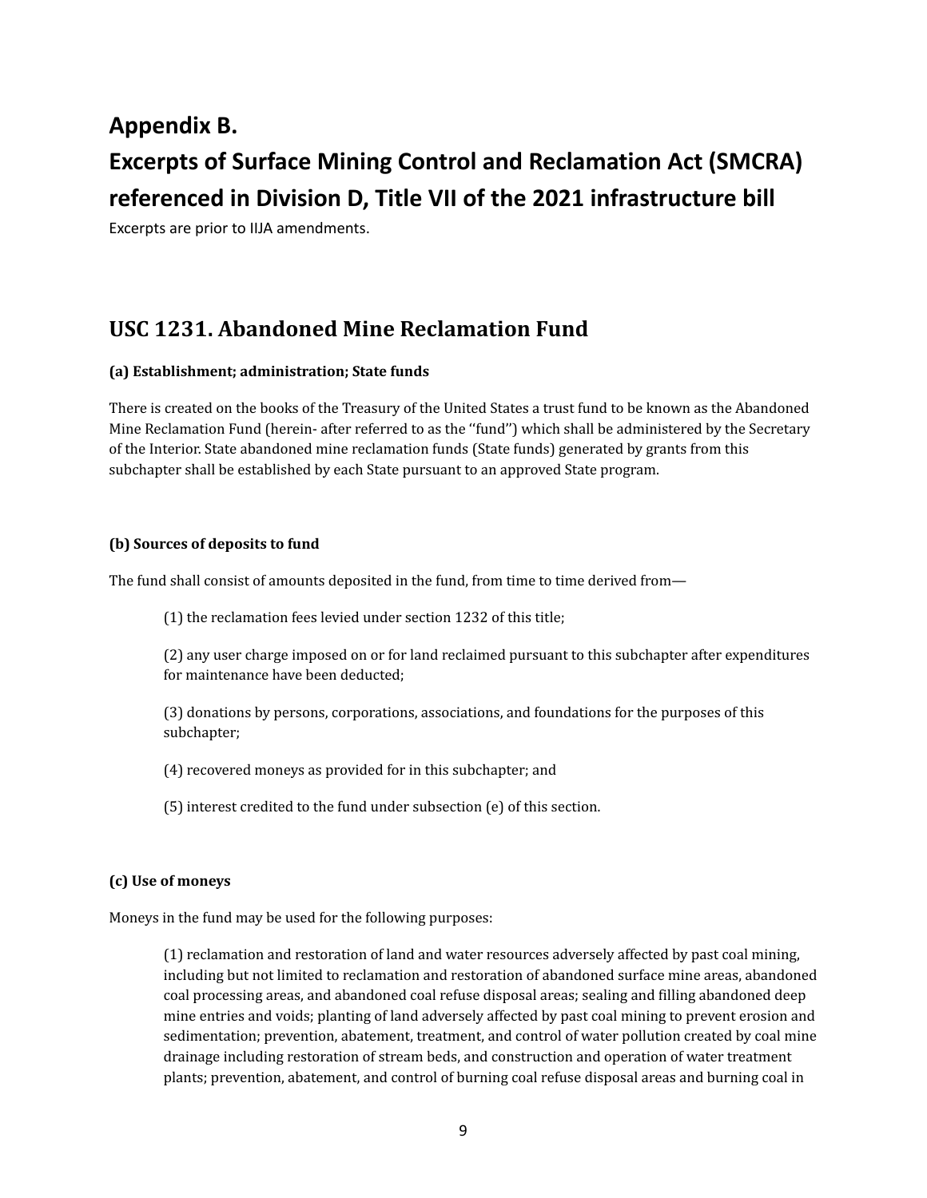# Appendix B.

# Excerpts of Surface Mining Control and Reclamation Act (SMCRA) referenced in Division D, Title VII of the 2021 infrastructure bill

Excerpts are prior to IIJA amendments.

## USC 1231. Abandoned Mine Reclamation Fund

**(a) Establishment; administration; State funds**

There is created on the books of the Treasury of the United States a trust fund to be known as the Abandoned Mine Reclamation Fund (herein- after referred to as the ''fund'') which shall be administered by the Secretary of the Interior. State abandoned mine reclamation funds (State funds) generated by grants from this subchapter shall be established by each State pursuant to an approved State program.

**(b) Sources of deposits to fund**

The fund shall consist of amounts deposited in the fund, from time to time derived from—

(1) the reclamation fees levied under section 1232 of this title;

(2) any user charge imposed on or for land reclaimed pursuant to this subchapter after expenditures for maintenance have been deducted;

(3) donations by persons, corporations, associations, and foundations for the purposes of this subchapter;

(4) recovered moneys as provided for in this subchapter; and

(5) interest credited to the fund under subsection (e) of this section.

**(c) Use of moneys**

Moneys in the fund may be used for the following purposes:

(1) reclamation and restoration of land and water resources adversely affected by past coal mining, including but not limited to reclamation and restoration of abandoned surface mine areas, abandoned coal processing areas, and abandoned coal refuse disposal areas; sealing and filling abandoned deep mine entries and voids; planting of land adversely affected by past coal mining to prevent erosion and sedimentation; prevention, abatement, treatment, and control of water pollution created by coal mine drainage including restoration of stream beds, and construction and operation of water treatment plants; prevention, abatement, and control of burning coal refuse disposal areas and burning coal in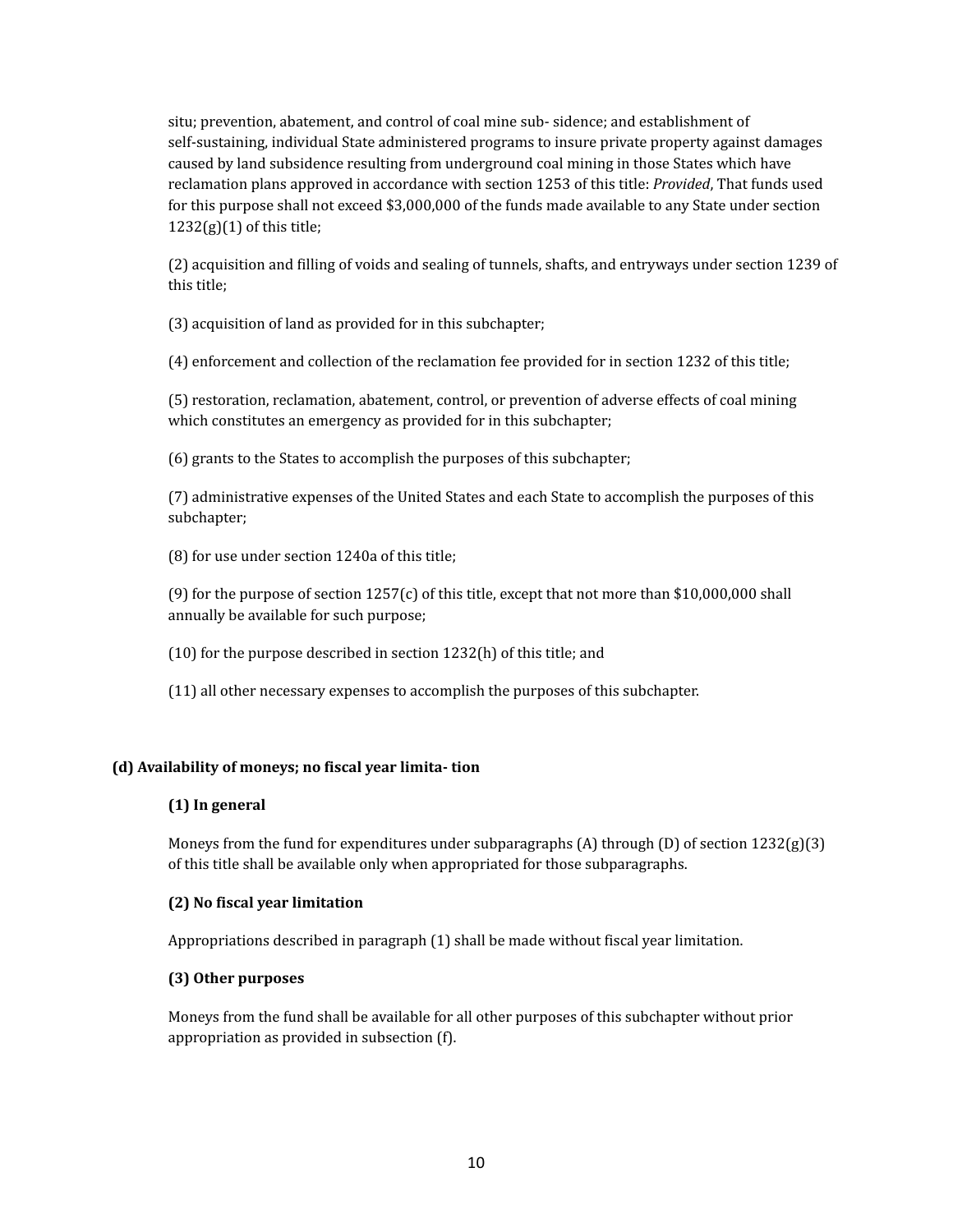situ; prevention, abatement, and control of coal mine sub- sidence; and establishment of self-sustaining, individual State administered programs to insure private property against damages caused by land subsidence resulting from underground coal mining in those States which have reclamation plans approved in accordance with section 1253 of this title: *Provided*, That funds used for this purpose shall not exceed $3,000,000 of the funds made available to any State under section 1232(g)(1) of this title;

(2) acquisition and filling of voids and sealing of tunnels, shafts, and entryways under section 1239 of this title;

(3) acquisition of land as provided for in this subchapter;

(4) enforcement and collection of the reclamation fee provided for in section 1232 of this title;

(5) restoration, reclamation, abatement, control, or prevention of adverse effects of coal mining which constitutes an emergency as provided for in this subchapter;

(6) grants to the States to accomplish the purposes of this subchapter;

(7) administrative expenses of the United States and each State to accomplish the purposes of this subchapter;

(8) for use under section 1240a of this title;

(9) for the purpose of section 1257(c) of this title, except that not more than $10,000,000 shall annually be available for such purpose;

(10) for the purpose described in section 1232(h) of this title; and

(11) all other necessary expenses to accomplish the purposes of this subchapter.

**(d) Availability of moneys; no fiscal year limita- tion**

**(1) In general**

Moneys from the fund for expenditures under subparagraphs (A) through (D) of section 1232(g)(3) of this title shall be available only when appropriated for those subparagraphs.

**(2) No fiscal year limitation**

Appropriations described in paragraph (1) shall be made without fiscal year limitation.

**(3) Other purposes**

Moneys from the fund shall be available for all other purposes of this subchapter without prior appropriation as provided in subsection (f).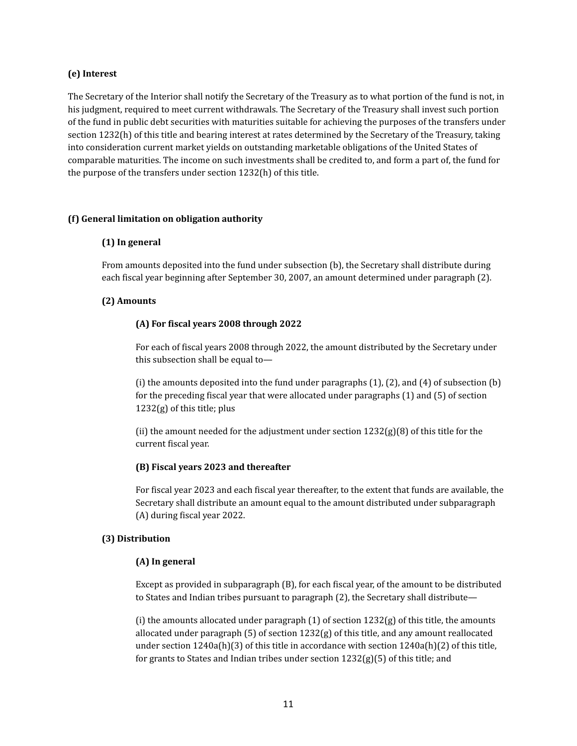**(e) Interest**

The Secretary of the Interior shall notify the Secretary of the Treasury as to what portion of the fund is not, in his judgment, required to meet current withdrawals. The Secretary of the Treasury shall invest such portion of the fund in public debt securities with maturities suitable for achieving the purposes of the transfers under section 1232(h) of this title and bearing interest at rates determined by the Secretary of the Treasury, taking into consideration current market yields on outstanding marketable obligations of the United States of comparable maturities. The income on such investments shall be credited to, and form a part of, the fund for the purpose of the transfers under section 1232(h) of this title.

**(f) General limitation on obligation authority**

**(1) In general**

From amounts deposited into the fund under subsection (b), the Secretary shall distribute during each fiscal year beginning after September 30, 2007, an amount determined under paragraph (2).

**(2) Amounts**

**(A) For fiscal years 2008 through 2022**

For each of fiscal years 2008 through 2022, the amount distributed by the Secretary under this subsection shall be equal to—

(i) the amounts deposited into the fund under paragraphs (1), (2), and (4) of subsection (b) for the preceding fiscal year that were allocated under paragraphs (1) and (5) of section 1232(g) of this title; plus

(ii) the amount needed for the adjustment under section 1232(g)(8) of this title for the current fiscal year.

**(B) Fiscal years 2023 and thereafter**

For fiscal year 2023 and each fiscal year thereafter, to the extent that funds are available, the Secretary shall distribute an amount equal to the amount distributed under subparagraph (A) during fiscal year 2022.

**(3) Distribution**

**(A) In general**

Except as provided in subparagraph (B), for each fiscal year, of the amount to be distributed to States and Indian tribes pursuant to paragraph (2), the Secretary shall distribute—

(i) the amounts allocated under paragraph (1) of section 1232(g) of this title, the amounts allocated under paragraph (5) of section 1232(g) of this title, and any amount reallocated under section 1240a(h)(3) of this title in accordance with section 1240a(h)(2) of this title, for grants to States and Indian tribes under section 1232(g)(5) of this title; and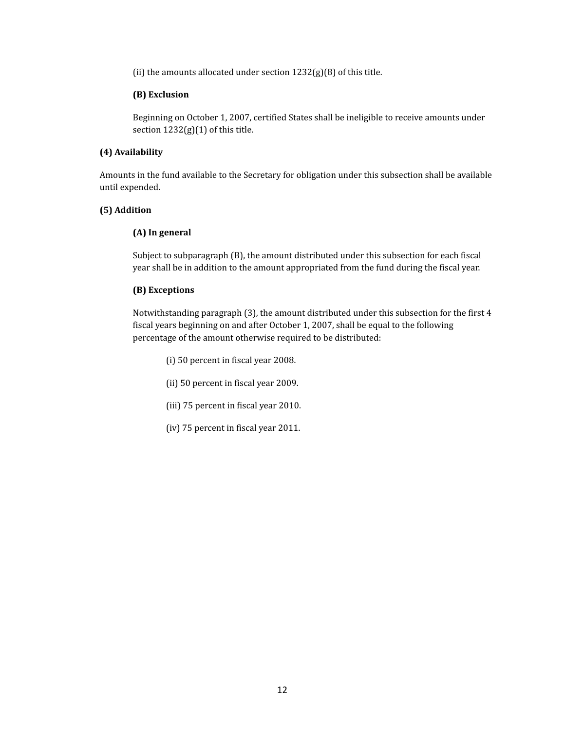(ii) the amounts allocated under section 1232(g)(8) of this title.

**(B) Exclusion**

Beginning on October 1, 2007, certified States shall be ineligible to receive amounts under section 1232(g)(1) of this title.

**(4) Availability**

Amounts in the fund available to the Secretary for obligation under this subsection shall be available until expended.

**(5) Addition**

**(A) In general**

Subject to subparagraph (B), the amount distributed under this subsection for each fiscal year shall be in addition to the amount appropriated from the fund during the fiscal year.

**(B) Exceptions**

Notwithstanding paragraph (3), the amount distributed under this subsection for the first 4 fiscal years beginning on and after October 1, 2007, shall be equal to the following percentage of the amount otherwise required to be distributed:

(i) 50 percent in fiscal year 2008.

(ii) 50 percent in fiscal year 2009.

(iii) 75 percent in fiscal year 2010.

(iv) 75 percent in fiscal year 2011.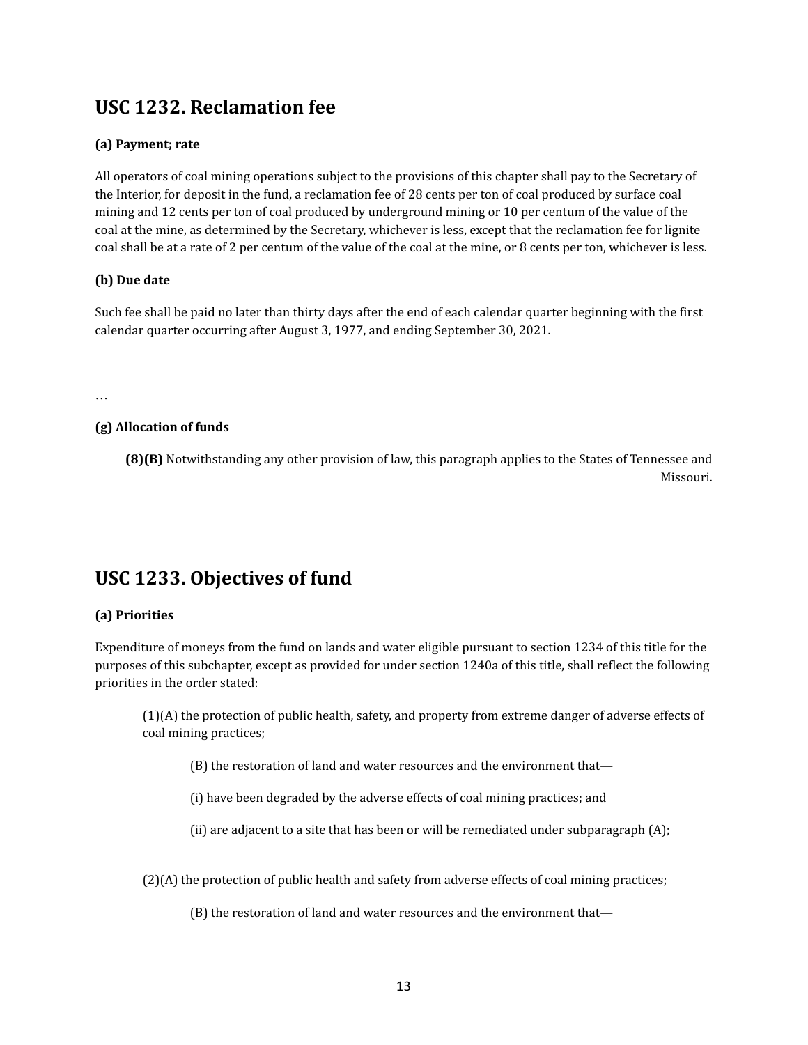## USC 1232. Reclamation fee

**(a) Payment; rate**

All operators of coal mining operations subject to the provisions of this chapter shall pay to the Secretary of the Interior, for deposit in the fund, a reclamation fee of 28 cents per ton of coal produced by surface coal mining and 12 cents per ton of coal produced by underground mining or 10 per centum of the value of the coal at the mine, as determined by the Secretary, whichever is less, except that the reclamation fee for lignite coal shall be at a rate of 2 per centum of the value of the coal at the mine, or 8 cents per ton, whichever is less.

**(b) Due date**

Such fee shall be paid no later than thirty days after the end of each calendar quarter beginning with the first calendar quarter occurring after August 3, 1977, and ending September 30, 2021.

…

**(g) Allocation of funds**

**(8)(B)** Notwithstanding any other provision of law, this paragraph applies to the States of Tennessee and Missouri.

## USC 1233. Objectives of fund

**(a) Priorities**

Expenditure of moneys from the fund on lands and water eligible pursuant to section 1234 of this title for the purposes of this subchapter, except as provided for under section 1240a of this title, shall reflect the following priorities in the order stated:

(1)(A) the protection of public health, safety, and property from extreme danger of adverse effects of coal mining practices;

(B) the restoration of land and water resources and the environment that—

(i) have been degraded by the adverse effects of coal mining practices; and

(ii) are adjacent to a site that has been or will be remediated under subparagraph (A);

(2)(A) the protection of public health and safety from adverse effects of coal mining practices;

(B) the restoration of land and water resources and the environment that—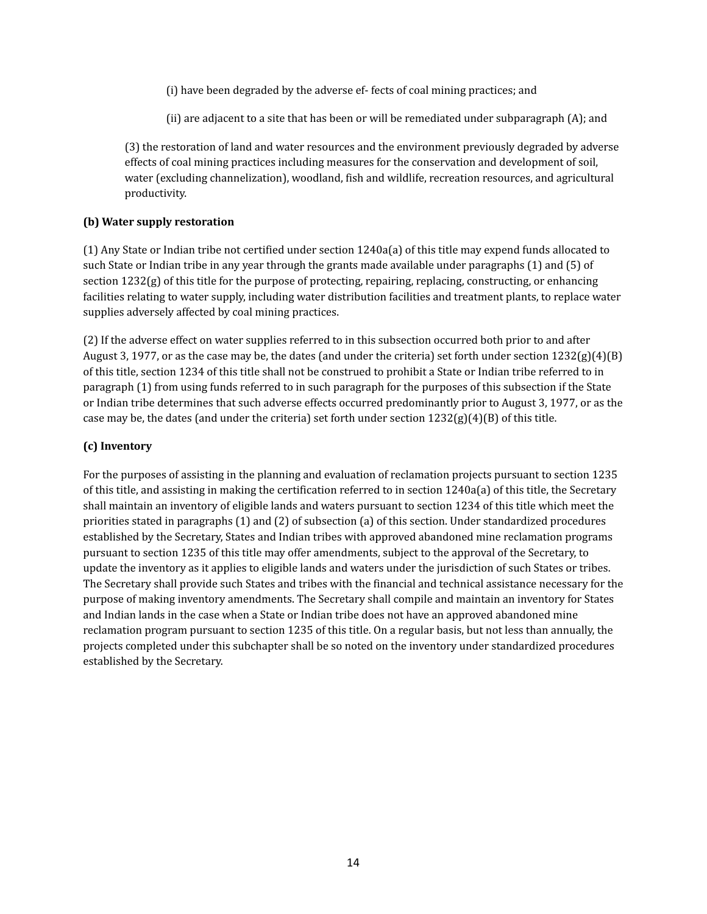(i) have been degraded by the adverse ef- fects of coal mining practices; and

(ii) are adjacent to a site that has been or will be remediated under subparagraph (A); and

(3) the restoration of land and water resources and the environment previously degraded by adverse effects of coal mining practices including measures for the conservation and development of soil, water (excluding channelization), woodland, fish and wildlife, recreation resources, and agricultural productivity.

**(b) Water supply restoration**

(1) Any State or Indian tribe not certified under section 1240a(a) of this title may expend funds allocated to such State or Indian tribe in any year through the grants made available under paragraphs (1) and (5) of section 1232(g) of this title for the purpose of protecting, repairing, replacing, constructing, or enhancing facilities relating to water supply, including water distribution facilities and treatment plants, to replace water supplies adversely affected by coal mining practices.

(2) If the adverse effect on water supplies referred to in this subsection occurred both prior to and after August 3, 1977, or as the case may be, the dates (and under the criteria) set forth under section 1232(g)(4)(B) of this title, section 1234 of this title shall not be construed to prohibit a State or Indian tribe referred to in paragraph (1) from using funds referred to in such paragraph for the purposes of this subsection if the State or Indian tribe determines that such adverse effects occurred predominantly prior to August 3, 1977, or as the case may be, the dates (and under the criteria) set forth under section 1232(g)(4)(B) of this title.

**(c) Inventory**

For the purposes of assisting in the planning and evaluation of reclamation projects pursuant to section 1235 of this title, and assisting in making the certification referred to in section 1240a(a) of this title, the Secretary shall maintain an inventory of eligible lands and waters pursuant to section 1234 of this title which meet the priorities stated in paragraphs (1) and (2) of subsection (a) of this section. Under standardized procedures established by the Secretary, States and Indian tribes with approved abandoned mine reclamation programs pursuant to section 1235 of this title may offer amendments, subject to the approval of the Secretary, to update the inventory as it applies to eligible lands and waters under the jurisdiction of such States or tribes. The Secretary shall provide such States and tribes with the financial and technical assistance necessary for the purpose of making inventory amendments. The Secretary shall compile and maintain an inventory for States and Indian lands in the case when a State or Indian tribe does not have an approved abandoned mine reclamation program pursuant to section 1235 of this title. On a regular basis, but not less than annually, the projects completed under this subchapter shall be so noted on the inventory under standardized procedures established by the Secretary.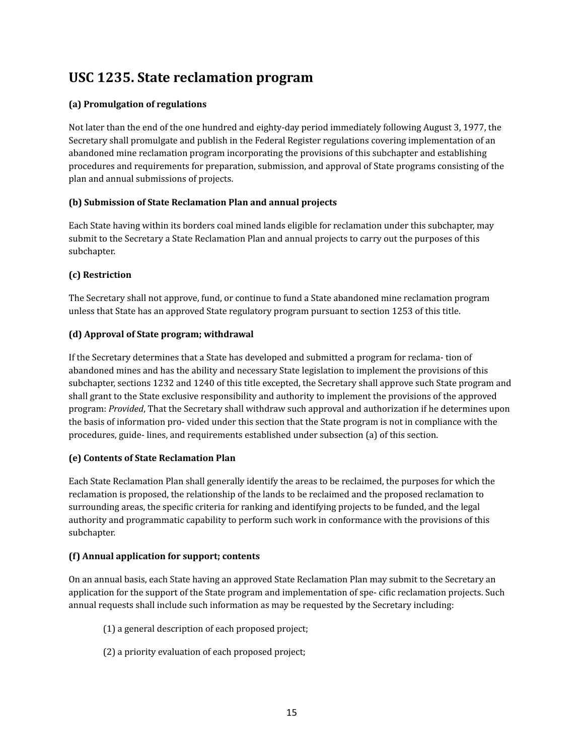## USC 1235. State reclamation program

**(a) Promulgation of regulations**

Not later than the end of the one hundred and eighty-day period immediately following August 3, 1977, the Secretary shall promulgate and publish in the Federal Register regulations covering implementation of an abandoned mine reclamation program incorporating the provisions of this subchapter and establishing procedures and requirements for preparation, submission, and approval of State programs consisting of the plan and annual submissions of projects.

**(b) Submission of State Reclamation Plan and annual projects**

Each State having within its borders coal mined lands eligible for reclamation under this subchapter, may submit to the Secretary a State Reclamation Plan and annual projects to carry out the purposes of this subchapter.

**(c) Restriction**

The Secretary shall not approve, fund, or continue to fund a State abandoned mine reclamation program unless that State has an approved State regulatory program pursuant to section 1253 of this title.

**(d) Approval of State program; withdrawal**

If the Secretary determines that a State has developed and submitted a program for reclama- tion of abandoned mines and has the ability and necessary State legislation to implement the provisions of this subchapter, sections 1232 and 1240 of this title excepted, the Secretary shall approve such State program and shall grant to the State exclusive responsibility and authority to implement the provisions of the approved program: *Provided*, That the Secretary shall withdraw such approval and authorization if he determines upon the basis of information pro- vided under this section that the State program is not in compliance with the procedures, guide- lines, and requirements established under subsection (a) of this section.

**(e) Contents of State Reclamation Plan**

Each State Reclamation Plan shall generally identify the areas to be reclaimed, the purposes for which the reclamation is proposed, the relationship of the lands to be reclaimed and the proposed reclamation to surrounding areas, the specific criteria for ranking and identifying projects to be funded, and the legal authority and programmatic capability to perform such work in conformance with the provisions of this subchapter.

**(f) Annual application for support; contents**

On an annual basis, each State having an approved State Reclamation Plan may submit to the Secretary an application for the support of the State program and implementation of spe- cific reclamation projects. Such annual requests shall include such information as may be requested by the Secretary including:

(1) a general description of each proposed project;

(2) a priority evaluation of each proposed project;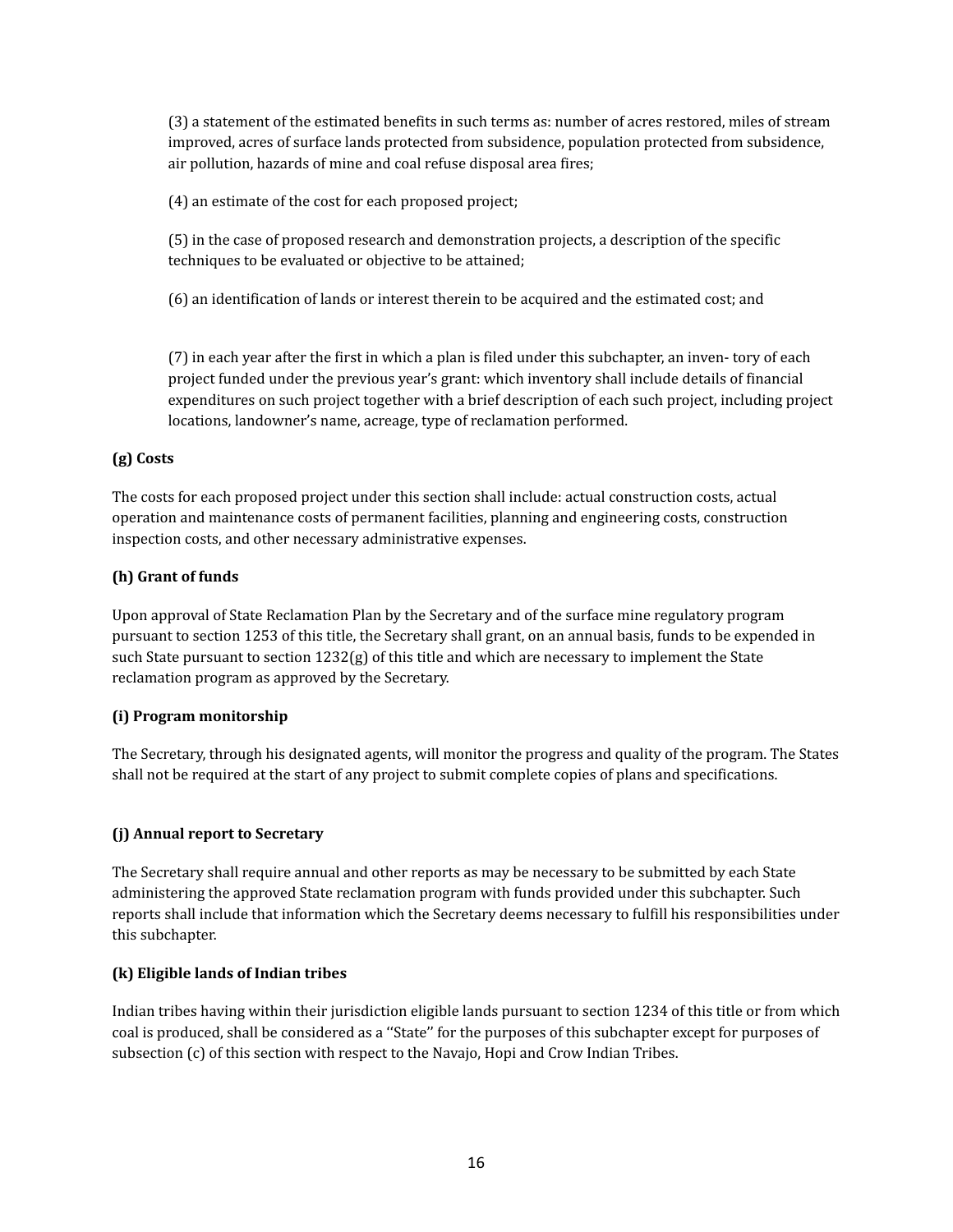(3) a statement of the estimated benefits in such terms as: number of acres restored, miles of stream improved, acres of surface lands protected from subsidence, population protected from subsidence, air pollution, hazards of mine and coal refuse disposal area fires;

(4) an estimate of the cost for each proposed project;

(5) in the case of proposed research and demonstration projects, a description of the specific techniques to be evaluated or objective to be attained;

(6) an identification of lands or interest therein to be acquired and the estimated cost; and

(7) in each year after the first in which a plan is filed under this subchapter, an inven- tory of each project funded under the previous year's grant: which inventory shall include details of financial expenditures on such project together with a brief description of each such project, including project locations, landowner's name, acreage, type of reclamation performed.

**(g) Costs**

The costs for each proposed project under this section shall include: actual construction costs, actual operation and maintenance costs of permanent facilities, planning and engineering costs, construction inspection costs, and other necessary administrative expenses.

**(h) Grant of funds**

Upon approval of State Reclamation Plan by the Secretary and of the surface mine regulatory program pursuant to section 1253 of this title, the Secretary shall grant, on an annual basis, funds to be expended in such State pursuant to section 1232(g) of this title and which are necessary to implement the State reclamation program as approved by the Secretary.

**(i) Program monitorship**

The Secretary, through his designated agents, will monitor the progress and quality of the program. The States shall not be required at the start of any project to submit complete copies of plans and specifications.

**(j) Annual report to Secretary**

The Secretary shall require annual and other reports as may be necessary to be submitted by each State administering the approved State reclamation program with funds provided under this subchapter. Such reports shall include that information which the Secretary deems necessary to fulfill his responsibilities under this subchapter.

**(k) Eligible lands of Indian tribes**

Indian tribes having within their jurisdiction eligible lands pursuant to section 1234 of this title or from which coal is produced, shall be considered as a ''State'' for the purposes of this subchapter except for purposes of subsection (c) of this section with respect to the Navajo, Hopi and Crow Indian Tribes.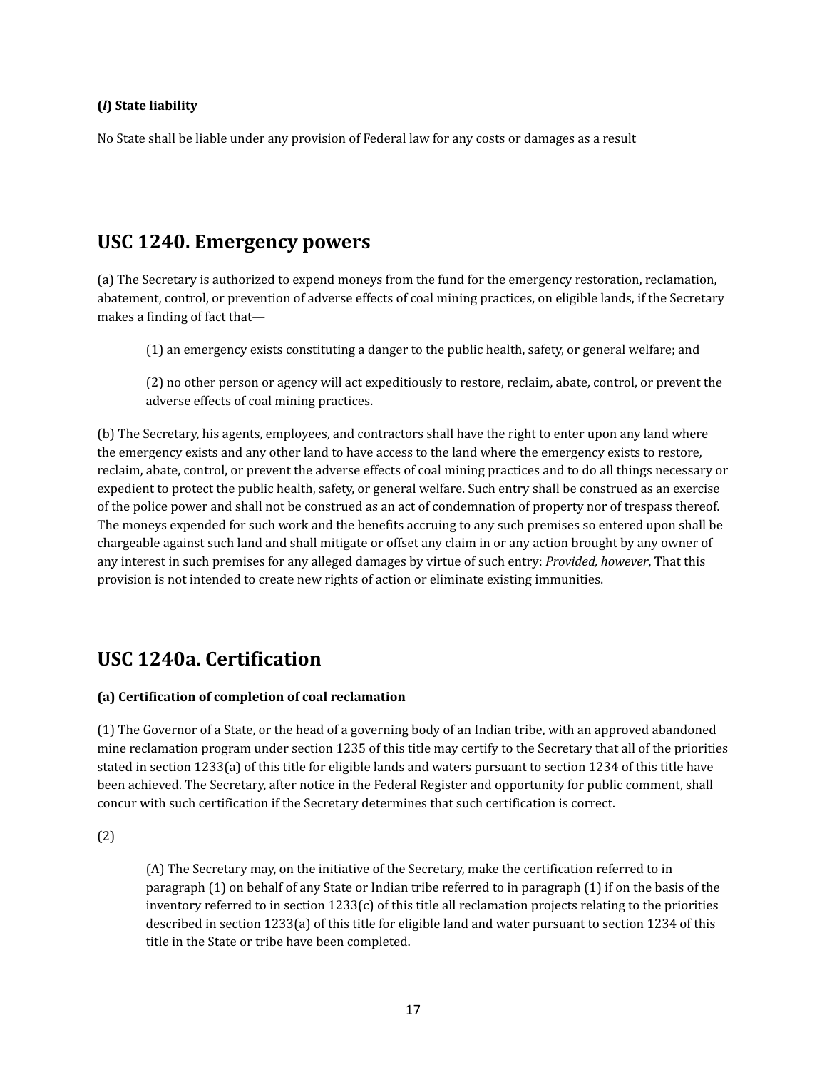**(*l*) State liability**

No State shall be liable under any provision of Federal law for any costs or damages as a result

## USC 1240. Emergency powers

(a) The Secretary is authorized to expend moneys from the fund for the emergency restoration, reclamation, abatement, control, or prevention of adverse effects of coal mining practices, on eligible lands, if the Secretary makes a finding of fact that—

> (1) an emergency exists constituting a danger to the public health, safety, or general welfare; and
>
> (2) no other person or agency will act expeditiously to restore, reclaim, abate, control, or prevent the adverse effects of coal mining practices.

(b) The Secretary, his agents, employees, and contractors shall have the right to enter upon any land where the emergency exists and any other land to have access to the land where the emergency exists to restore, reclaim, abate, control, or prevent the adverse effects of coal mining practices and to do all things necessary or expedient to protect the public health, safety, or general welfare. Such entry shall be construed as an exercise of the police power and shall not be construed as an act of condemnation of property nor of trespass thereof. The moneys expended for such work and the benefits accruing to any such premises so entered upon shall be chargeable against such land and shall mitigate or offset any claim in or any action brought by any owner of any interest in such premises for any alleged damages by virtue of such entry: *Provided, however*, That this provision is not intended to create new rights of action or eliminate existing immunities.

## USC 1240a. Certification

**(a) Certification of completion of coal reclamation**

(1) The Governor of a State, or the head of a governing body of an Indian tribe, with an approved abandoned mine reclamation program under section 1235 of this title may certify to the Secretary that all of the priorities stated in section 1233(a) of this title for eligible lands and waters pursuant to section 1234 of this title have been achieved. The Secretary, after notice in the Federal Register and opportunity for public comment, shall concur with such certification if the Secretary determines that such certification is correct.

(2)

> (A) The Secretary may, on the initiative of the Secretary, make the certification referred to in paragraph (1) on behalf of any State or Indian tribe referred to in paragraph (1) if on the basis of the inventory referred to in section 1233(c) of this title all reclamation projects relating to the priorities described in section 1233(a) of this title for eligible land and water pursuant to section 1234 of this title in the State or tribe have been completed.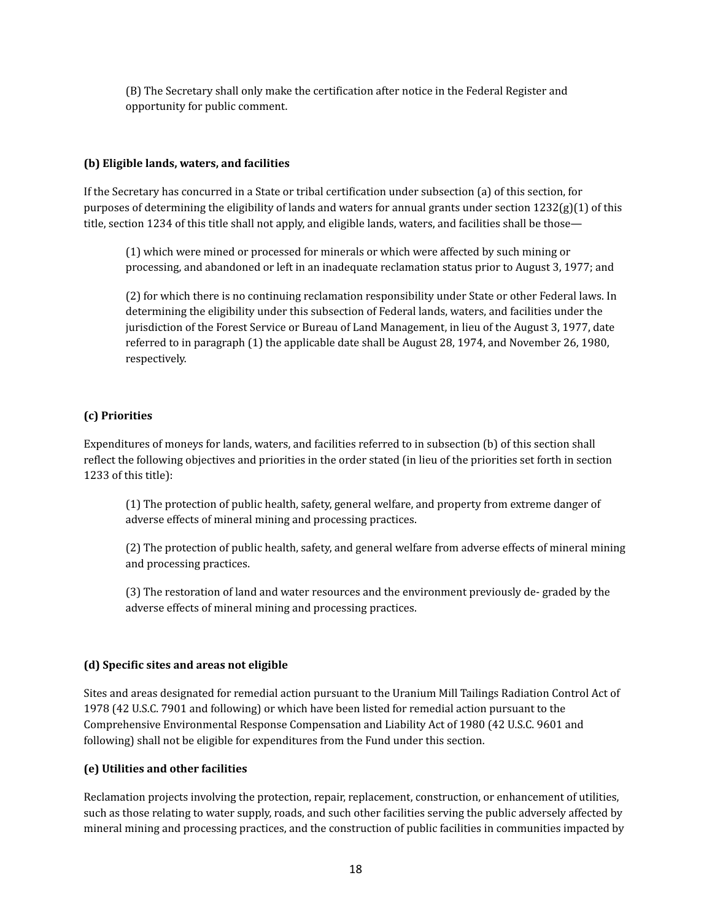(B) The Secretary shall only make the certification after notice in the Federal Register and opportunity for public comment.

**(b) Eligible lands, waters, and facilities**

If the Secretary has concurred in a State or tribal certification under subsection (a) of this section, for purposes of determining the eligibility of lands and waters for annual grants under section 1232(g)(1) of this title, section 1234 of this title shall not apply, and eligible lands, waters, and facilities shall be those—

(1) which were mined or processed for minerals or which were affected by such mining or processing, and abandoned or left in an inadequate reclamation status prior to August 3, 1977; and

(2) for which there is no continuing reclamation responsibility under State or other Federal laws. In determining the eligibility under this subsection of Federal lands, waters, and facilities under the jurisdiction of the Forest Service or Bureau of Land Management, in lieu of the August 3, 1977, date referred to in paragraph (1) the applicable date shall be August 28, 1974, and November 26, 1980, respectively.

**(c) Priorities**

Expenditures of moneys for lands, waters, and facilities referred to in subsection (b) of this section shall reflect the following objectives and priorities in the order stated (in lieu of the priorities set forth in section 1233 of this title):

(1) The protection of public health, safety, general welfare, and property from extreme danger of adverse effects of mineral mining and processing practices.

(2) The protection of public health, safety, and general welfare from adverse effects of mineral mining and processing practices.

(3) The restoration of land and water resources and the environment previously de- graded by the adverse effects of mineral mining and processing practices.

**(d) Specific sites and areas not eligible**

Sites and areas designated for remedial action pursuant to the Uranium Mill Tailings Radiation Control Act of 1978 (42 U.S.C. 7901 and following) or which have been listed for remedial action pursuant to the Comprehensive Environmental Response Compensation and Liability Act of 1980 (42 U.S.C. 9601 and following) shall not be eligible for expenditures from the Fund under this section.

**(e) Utilities and other facilities**

Reclamation projects involving the protection, repair, replacement, construction, or enhancement of utilities, such as those relating to water supply, roads, and such other facilities serving the public adversely affected by mineral mining and processing practices, and the construction of public facilities in communities impacted by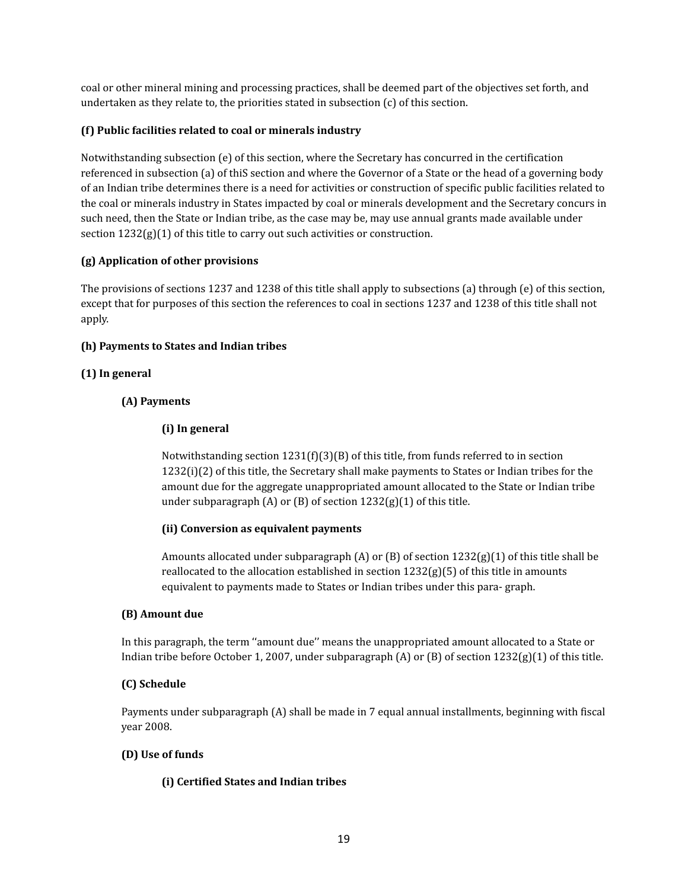coal or other mineral mining and processing practices, shall be deemed part of the objectives set forth, and undertaken as they relate to, the priorities stated in subsection (c) of this section.

**(f) Public facilities related to coal or minerals industry**

Notwithstanding subsection (e) of this section, where the Secretary has concurred in the certification referenced in subsection (a) of thiS section and where the Governor of a State or the head of a governing body of an Indian tribe determines there is a need for activities or construction of specific public facilities related to the coal or minerals industry in States impacted by coal or minerals development and the Secretary concurs in such need, then the State or Indian tribe, as the case may be, may use annual grants made available under section 1232(g)(1) of this title to carry out such activities or construction.

**(g) Application of other provisions**

The provisions of sections 1237 and 1238 of this title shall apply to subsections (a) through (e) of this section, except that for purposes of this section the references to coal in sections 1237 and 1238 of this title shall not apply.

**(h) Payments to States and Indian tribes**

**(1) In general**

**(A) Payments**

**(i) In general**

Notwithstanding section 1231(f)(3)(B) of this title, from funds referred to in section 1232(i)(2) of this title, the Secretary shall make payments to States or Indian tribes for the amount due for the aggregate unappropriated amount allocated to the State or Indian tribe under subparagraph (A) or (B) of section 1232(g)(1) of this title.

**(ii) Conversion as equivalent payments**

Amounts allocated under subparagraph (A) or (B) of section 1232(g)(1) of this title shall be reallocated to the allocation established in section 1232(g)(5) of this title in amounts equivalent to payments made to States or Indian tribes under this para- graph.

**(B) Amount due**

In this paragraph, the term ''amount due'' means the unappropriated amount allocated to a State or Indian tribe before October 1, 2007, under subparagraph (A) or (B) of section 1232(g)(1) of this title.

**(C) Schedule**

Payments under subparagraph (A) shall be made in 7 equal annual installments, beginning with fiscal year 2008.

**(D) Use of funds**

**(i) Certified States and Indian tribes**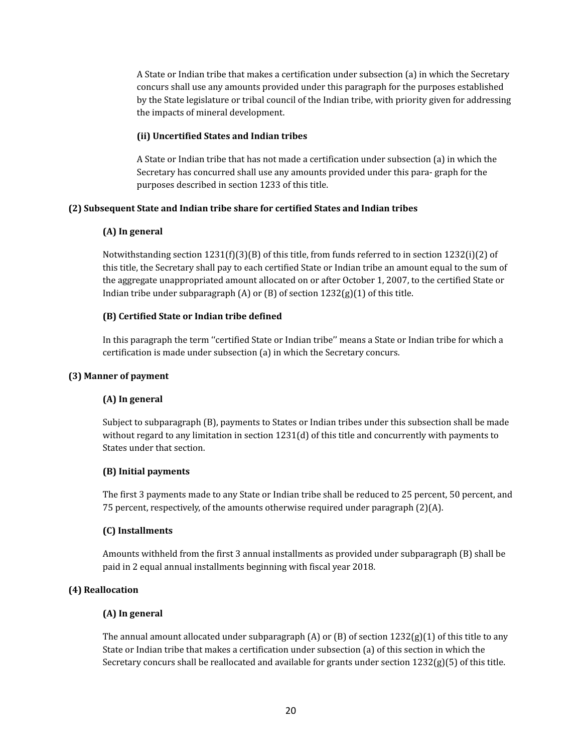A State or Indian tribe that makes a certification under subsection (a) in which the Secretary concurs shall use any amounts provided under this paragraph for the purposes established by the State legislature or tribal council of the Indian tribe, with priority given for addressing the impacts of mineral development.

**(ii) Uncertified States and Indian tribes**

A State or Indian tribe that has not made a certification under subsection (a) in which the Secretary has concurred shall use any amounts provided under this para- graph for the purposes described in section 1233 of this title.

**(2) Subsequent State and Indian tribe share for certified States and Indian tribes**

**(A) In general**

Notwithstanding section 1231(f)(3)(B) of this title, from funds referred to in section 1232(i)(2) of this title, the Secretary shall pay to each certified State or Indian tribe an amount equal to the sum of the aggregate unappropriated amount allocated on or after October 1, 2007, to the certified State or Indian tribe under subparagraph (A) or (B) of section 1232(g)(1) of this title.

**(B) Certified State or Indian tribe defined**

In this paragraph the term ''certified State or Indian tribe'' means a State or Indian tribe for which a certification is made under subsection (a) in which the Secretary concurs.

**(3) Manner of payment**

**(A) In general**

Subject to subparagraph (B), payments to States or Indian tribes under this subsection shall be made without regard to any limitation in section 1231(d) of this title and concurrently with payments to States under that section.

**(B) Initial payments**

The first 3 payments made to any State or Indian tribe shall be reduced to 25 percent, 50 percent, and 75 percent, respectively, of the amounts otherwise required under paragraph (2)(A).

**(C) Installments**

Amounts withheld from the first 3 annual installments as provided under subparagraph (B) shall be paid in 2 equal annual installments beginning with fiscal year 2018.

**(4) Reallocation**

**(A) In general**

The annual amount allocated under subparagraph (A) or (B) of section 1232(g)(1) of this title to any State or Indian tribe that makes a certification under subsection (a) of this section in which the Secretary concurs shall be reallocated and available for grants under section 1232(g)(5) of this title.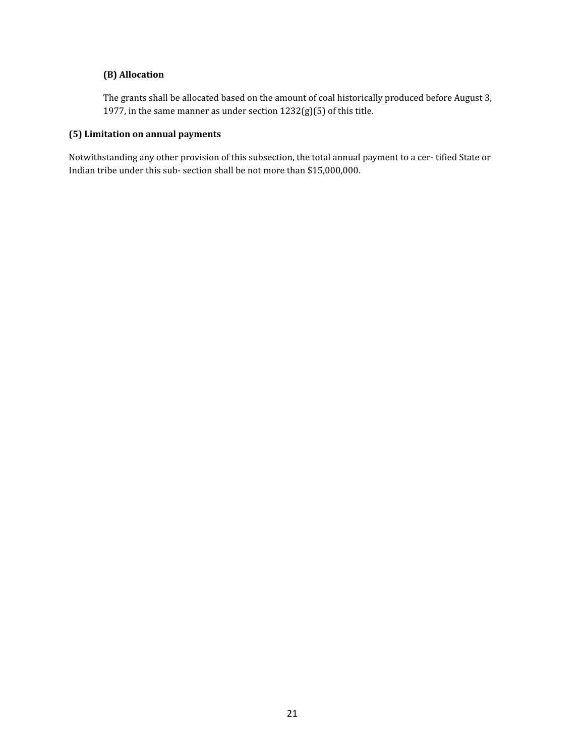#### (B) Allocation

The grants shall be allocated based on the amount of coal historically produced before August 3, 1977, in the same manner as under section 1232(g)(5) of this title.

### (5) Limitation on annual payments

Notwithstanding any other provision of this subsection, the total annual payment to a cer- tified State or Indian tribe under this sub- section shall be not more than $15,000,000.